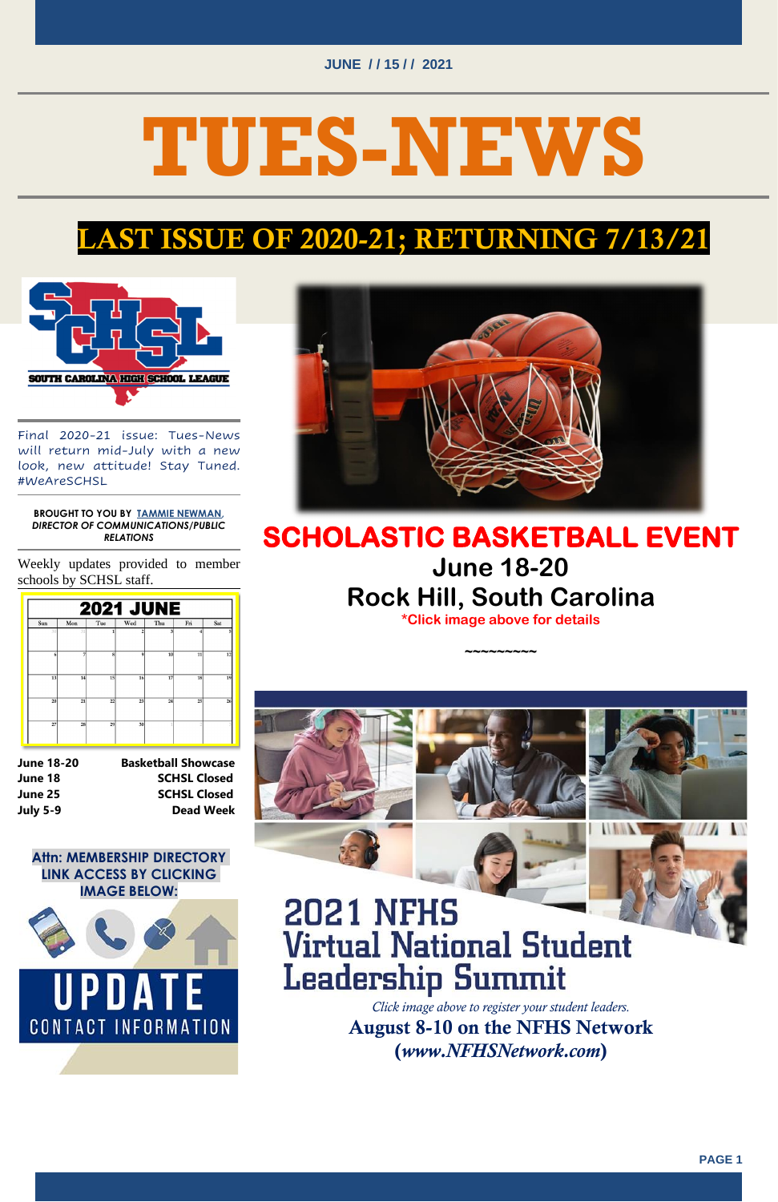JUNE / / 15 / / 2021

# TUES-NEWS

## LAST ISSUE OF 2020-21; RETURNING 7/13/21

Final 2020-21 issue: Tues-News will return mid-July with a new look, new attitude! Stay Tuned. #WeAreSCHSL

**BROUGHT TO YOU BY TAMMIE NEWMAN,** ***DIRECTOR OF COMMUNICATIONS/PUBLIC RELATIONS***

Weekly updates provided to member schools by SCHSL staff.

**2021 JUNE**

| Sun | Mon | Tue | Wed | Thu | Fri | Sat |
|---|---|---|---|---|---|---|
| 30 | 31 | 1 | 2 | 3 | 4 | 5 |
| 6 | 7 | 8 | 9 | 10 | 11 | 12 |
| 13 | 14 | 15 | 16 | 17 | 18 | 19 |
| 20 | 21 | 22 | 23 | 24 | 25 | 26 |
| 27 | 28 | 29 | 30 | 1 | 2 | 3 |

| | |
|---|---|
| **June 18-20** | **Basketball Showcase** |
| **June 18** | **SCHSL Closed** |
| **June 25** | **SCHSL Closed** |
| **July 5-9** | **Dead Week** |

**Attn: MEMBERSHIP DIRECTORY LINK ACCESS BY CLICKING IMAGE BELOW:**

UPDATE CONTACT INFORMATION

## SCHOLASTIC BASKETBALL EVENT

### June 18-20

### Rock Hill, South Carolina

***Click image above for details**

~~~~~~~~~

## 2021 NFHS Virtual National Student Leadership Summit

*Click image above to register your student leaders.*

**August 8-10 on the NFHS Network (*www.NFHSNetwork.com*)**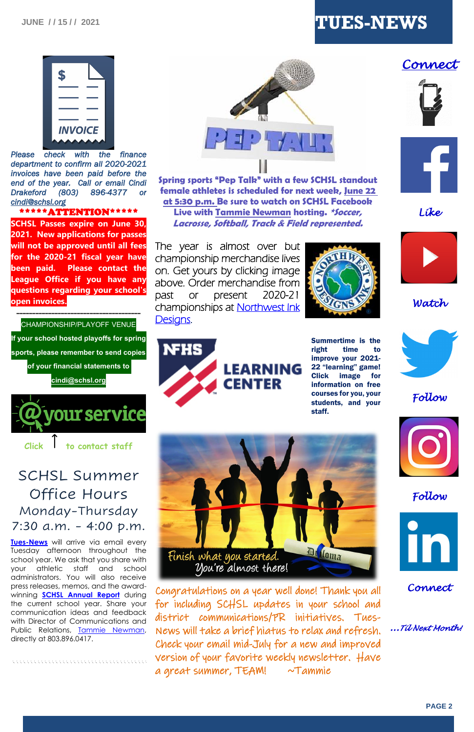# TUES-NEWS

*Please check with the finance department to confirm all 2020-2021 invoices have been paid before the end of the year. Call or email Cindi Drakeford (803) 896-4377 or cindi@schsl.org*

**\*\*\*\*\*ATTENTION\*\*\*\*\***

**SCHSL Passes expire on June 30, 2021. New applications for passes will not be approved until all fees for the 2020-21 fiscal year have been paid. Please contact the League Office if you have any questions regarding your school's open invoices.**

---

**CHAMPIONSHIP/PLAYOFF VENUE**

**If your school hosted playoffs for spring sports, please remember to send copies of your financial statements to cindi@schsl.org**

@your service

Click ↑ to contact staff

## SCHSL Summer Office Hours

### Monday-Thursday

### 7:30 a.m. - 4:00 p.m.

**Tues-News** will arrive via email every Tuesday afternoon throughout the school year. We ask that you share with your athletic staff and school administrators. You will also receive press releases, memos, and the award-winning **SCHSL Annual Report** during the current school year. Share your communication ideas and feedback with Director of Communications and Public Relations, Tammie Newman, directly at 803.896.0417.

**Spring sports "Pep Talk" with a few SCHSL standout female athletes is scheduled for next week, June 22 at 5:30 p.m. Be sure to watch on SCHSL Facebook Live with Tammie Newman hosting. *\*Soccer, Lacrosse, Softball, Track & Field represented.***

The year is almost over but championship merchandise lives on. Get yours by clicking image above. Order merchandise from past or present 2020-21 championships at Northwest Ink Designs.

**Summertime is the right time to improve your 2021-22 "learning" game! Click image for information on free courses for you, your students, and your staff.**

Congratulations on a year well done! Thank you all for including SCHSL updates in your school and district communications/PR initiatives. Tues-News will take a brief hiatus to relax and refresh. Check your email mid-July for a new and improved version of your favorite weekly newsletter. Have a great summer, TEAM! ~Tammie

Connect

Like

Watch

Follow

Follow

Connect

*...Til Next Month!*